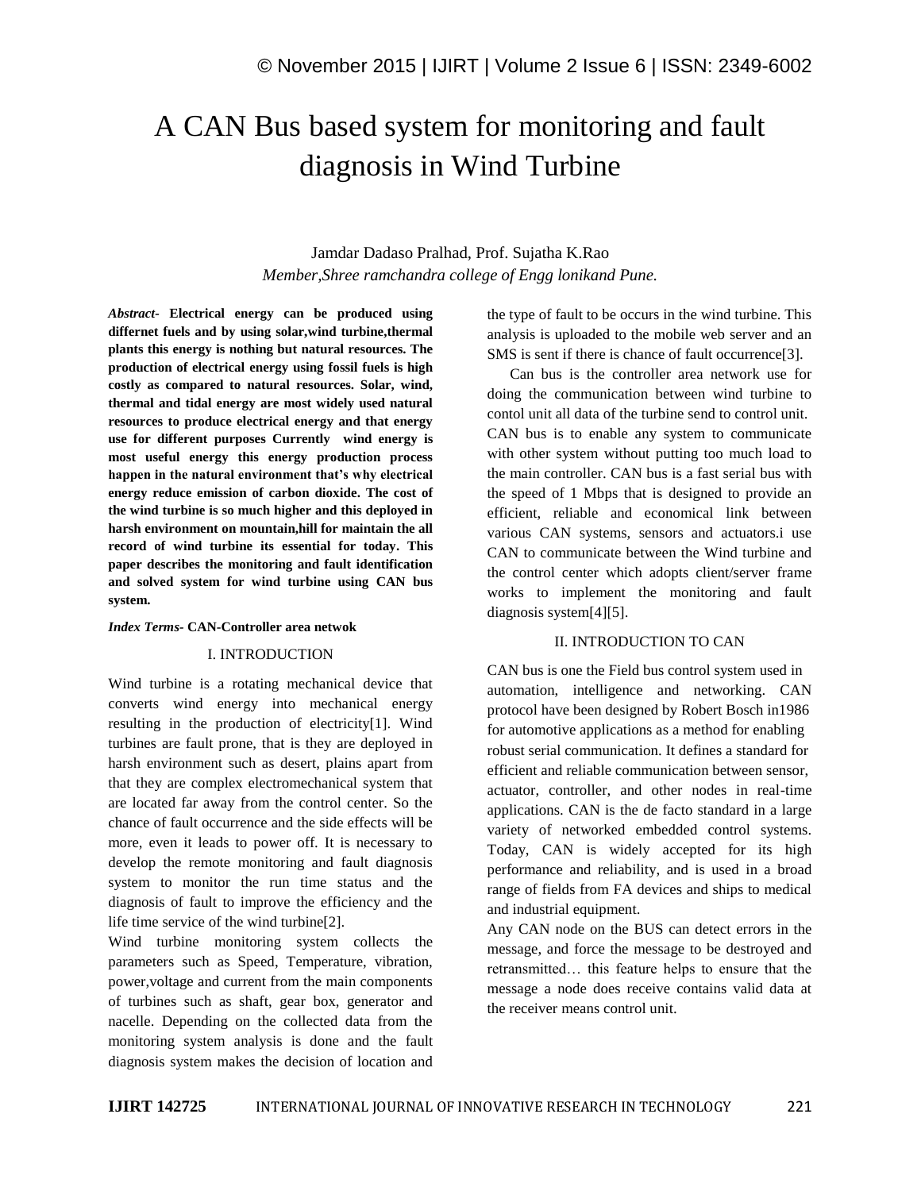# A CAN Bus based system for monitoring and fault diagnosis in Wind Turbine

Jamdar Dadaso Pralhad, Prof. Sujatha K.Rao

*Member,Shree ramchandra college of Engg lonikand Pune.*

***Abstract-*** **Electrical energy can be produced using differnet fuels and by using solar,wind turbine,thermal plants this energy is nothing but natural resources. The production of electrical energy using fossil fuels is high costly as compared to natural resources. Solar, wind, thermal and tidal energy are most widely used natural resources to produce electrical energy and that energy use for different purposes Currently wind energy is most useful energy this energy production process happen in the natural environment that's why electrical energy reduce emission of carbon dioxide. The cost of the wind turbine is so much higher and this deployed in harsh environment on mountain,hill for maintain the all record of wind turbine its essential for today. This paper describes the monitoring and fault identification and solved system for wind turbine using CAN bus system.**

***Index Terms-*** **CAN-Controller area netwok**

## I. INTRODUCTION

Wind turbine is a rotating mechanical device that converts wind energy into mechanical energy resulting in the production of electricity[1]. Wind turbines are fault prone, that is they are deployed in harsh environment such as desert, plains apart from that they are complex electromechanical system that are located far away from the control center. So the chance of fault occurrence and the side effects will be more, even it leads to power off. It is necessary to develop the remote monitoring and fault diagnosis system to monitor the run time status and the diagnosis of fault to improve the efficiency and the life time service of the wind turbine[2].

Wind turbine monitoring system collects the parameters such as Speed, Temperature, vibration, power,voltage and current from the main components of turbines such as shaft, gear box, generator and nacelle. Depending on the collected data from the monitoring system analysis is done and the fault diagnosis system makes the decision of location and the type of fault to be occurs in the wind turbine. This analysis is uploaded to the mobile web server and an SMS is sent if there is chance of fault occurrence[3].

Can bus is the controller area network use for doing the communication between wind turbine to contol unit all data of the turbine send to control unit. CAN bus is to enable any system to communicate with other system without putting too much load to the main controller. CAN bus is a fast serial bus with the speed of 1 Mbps that is designed to provide an efficient, reliable and economical link between various CAN systems, sensors and actuators.i use CAN to communicate between the Wind turbine and the control center which adopts client/server frame works to implement the monitoring and fault diagnosis system[4][5].

## II. INTRODUCTION TO CAN

CAN bus is one the Field bus control system used in automation, intelligence and networking. CAN protocol have been designed by Robert Bosch in1986 for automotive applications as a method for enabling robust serial communication. It defines a standard for efficient and reliable communication between sensor, actuator, controller, and other nodes in real-time applications. CAN is the de facto standard in a large variety of networked embedded control systems. Today, CAN is widely accepted for its high performance and reliability, and is used in a broad range of fields from FA devices and ships to medical and industrial equipment.

Any CAN node on the BUS can detect errors in the message, and force the message to be destroyed and retransmitted… this feature helps to ensure that the message a node does receive contains valid data at the receiver means control unit.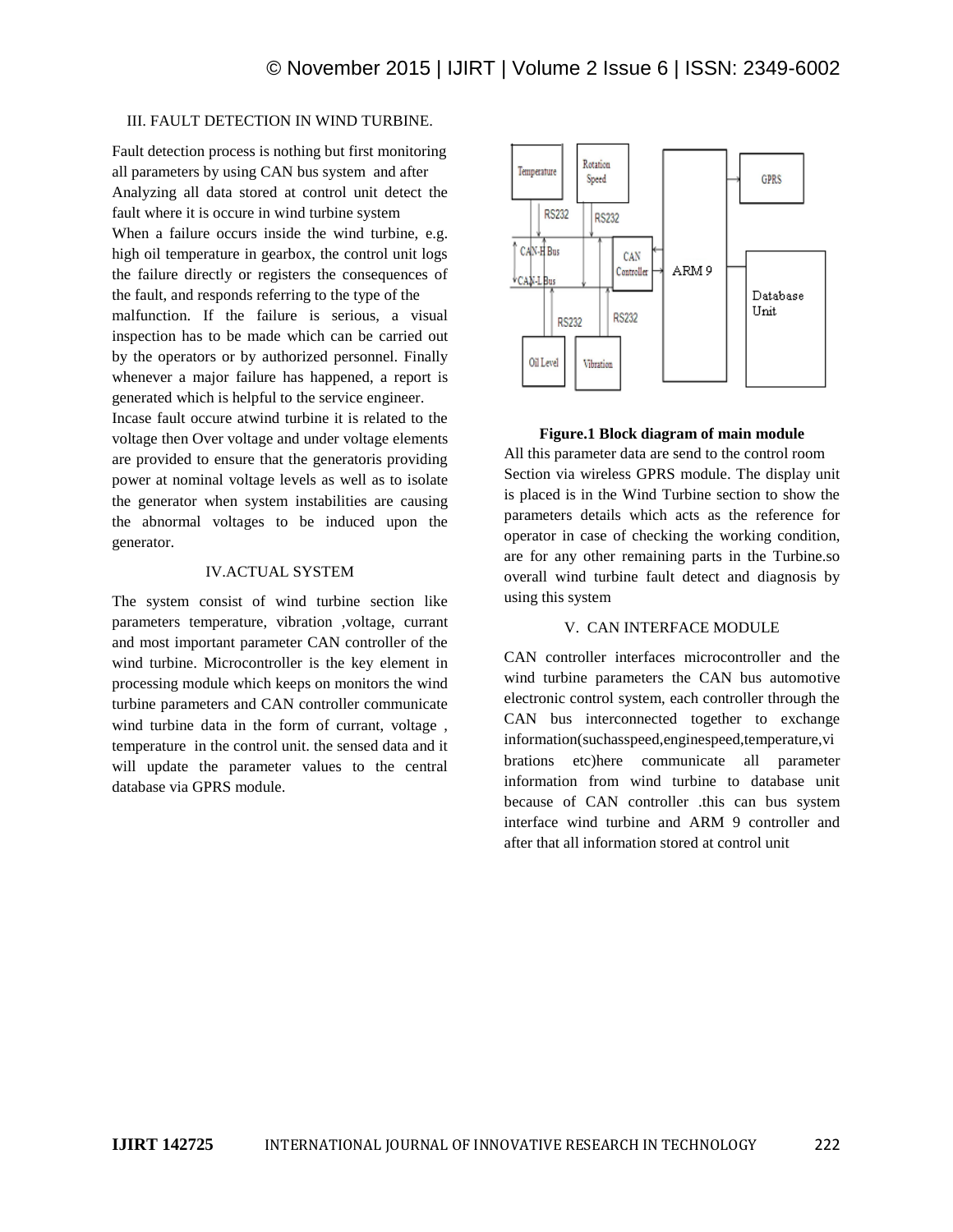## III. FAULT DETECTION IN WIND TURBINE.

Fault detection process is nothing but first monitoring all parameters by using CAN bus system and after Analyzing all data stored at control unit detect the fault where it is occure in wind turbine system When a failure occurs inside the wind turbine, e.g. high oil temperature in gearbox, the control unit logs the failure directly or registers the consequences of the fault, and responds referring to the type of the malfunction. If the failure is serious, a visual inspection has to be made which can be carried out by the operators or by authorized personnel. Finally whenever a major failure has happened, a report is generated which is helpful to the service engineer. Incase fault occure atwind turbine it is related to the voltage then Over voltage and under voltage elements are provided to ensure that the generatoris providing power at nominal voltage levels as well as to isolate the generator when system instabilities are causing the abnormal voltages to be induced upon the generator.

## IV.ACTUAL SYSTEM

The system consist of wind turbine section like parameters temperature, vibration ,voltage, currant and most important parameter CAN controller of the wind turbine. Microcontroller is the key element in processing module which keeps on monitors the wind turbine parameters and CAN controller communicate wind turbine data in the form of currant, voltage , temperature in the control unit. the sensed data and it will update the parameter values to the central database via GPRS module.

**Figure.1 Block diagram of main module**

All this parameter data are send to the control room Section via wireless GPRS module. The display unit is placed is in the Wind Turbine section to show the parameters details which acts as the reference for operator in case of checking the working condition, are for any other remaining parts in the Turbine.so overall wind turbine fault detect and diagnosis by using this system

## V. CAN INTERFACE MODULE

CAN controller interfaces microcontroller and the wind turbine parameters the CAN bus automotive electronic control system, each controller through the CAN bus interconnected together to exchange information(suchasspeed,enginespeed,temperature,vibrations etc)here communicate all parameter information from wind turbine to database unit because of CAN controller .this can bus system interface wind turbine and ARM 9 controller and after that all information stored at control unit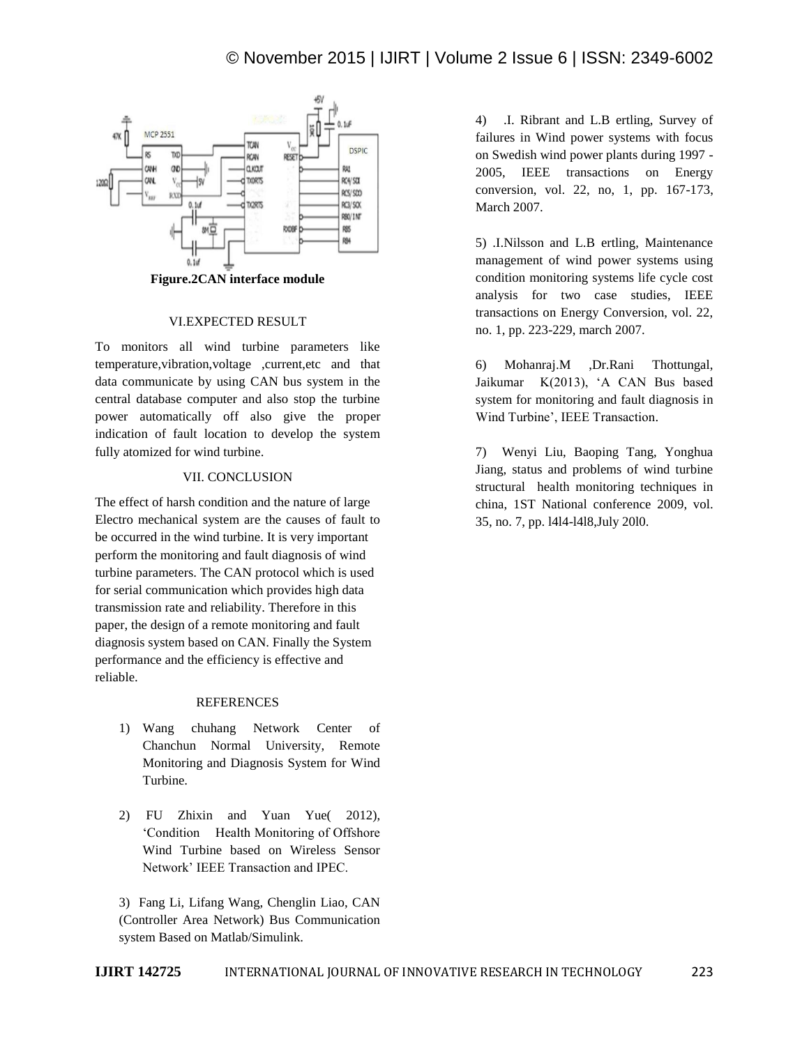Figure.2CAN interface module

## VI.EXPECTED RESULT

To monitors all wind turbine parameters like temperature,vibration,voltage ,current,etc and that data communicate by using CAN bus system in the central database computer and also stop the turbine power automatically off also give the proper indication of fault location to develop the system fully atomized for wind turbine.

## VII. CONCLUSION

The effect of harsh condition and the nature of large Electro mechanical system are the causes of fault to be occurred in the wind turbine. It is very important perform the monitoring and fault diagnosis of wind turbine parameters. The CAN protocol which is used for serial communication which provides high data transmission rate and reliability. Therefore in this paper, the design of a remote monitoring and fault diagnosis system based on CAN. Finally the System performance and the efficiency is effective and reliable.

## REFERENCES

1) Wang chuhang Network Center of Chanchun Normal University, Remote Monitoring and Diagnosis System for Wind Turbine.

2) FU Zhixin and Yuan Yue( 2012), 'Condition Health Monitoring of Offshore Wind Turbine based on Wireless Sensor Network' IEEE Transaction and IPEC.

3) Fang Li, Lifang Wang, Chenglin Liao, CAN (Controller Area Network) Bus Communication system Based on Matlab/Simulink.

4) .I. Ribrant and L.B ertling, Survey of failures in Wind power systems with focus on Swedish wind power plants during 1997 - 2005, IEEE transactions on Energy conversion, vol. 22, no, 1, pp. 167-173, March 2007.

5) .I.Nilsson and L.B ertling, Maintenance management of wind power systems using condition monitoring systems life cycle cost analysis for two case studies, IEEE transactions on Energy Conversion, vol. 22, no. 1, pp. 223-229, march 2007.

6) Mohanraj.M ,Dr.Rani Thottungal, Jaikumar K(2013), 'A CAN Bus based system for monitoring and fault diagnosis in Wind Turbine', IEEE Transaction.

7) Wenyi Liu, Baoping Tang, Yonghua Jiang, status and problems of wind turbine structural health monitoring techniques in china, 1ST National conference 2009, vol. 35, no. 7, pp. l4l4-l4l8,July 20l0.